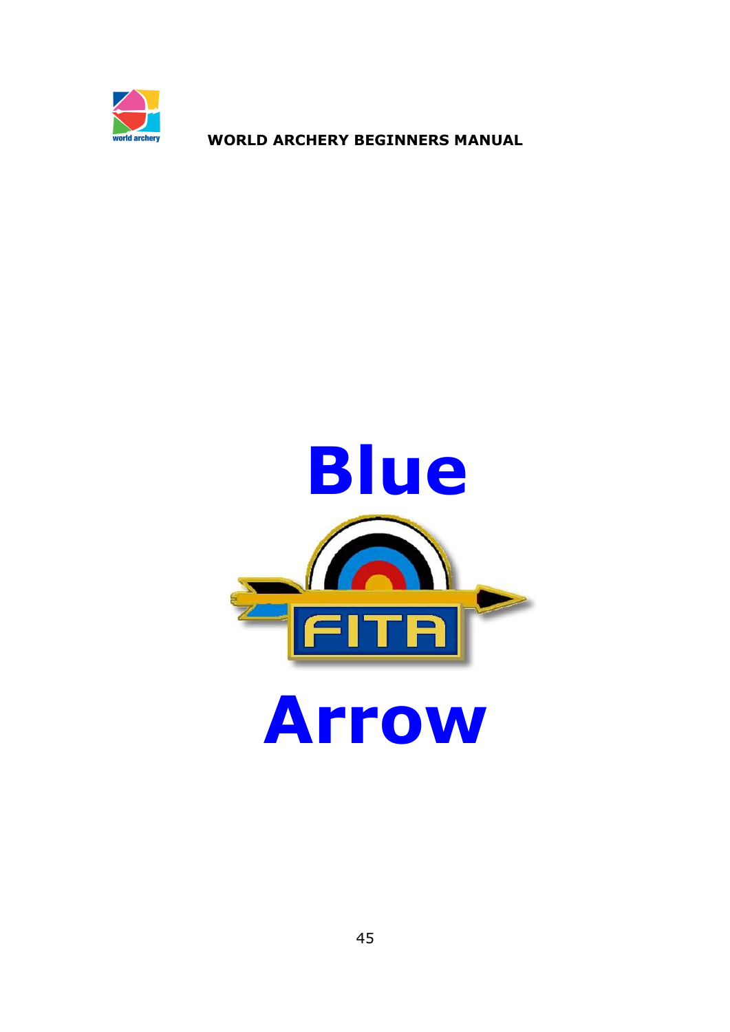# Blue

FITA

# Arrow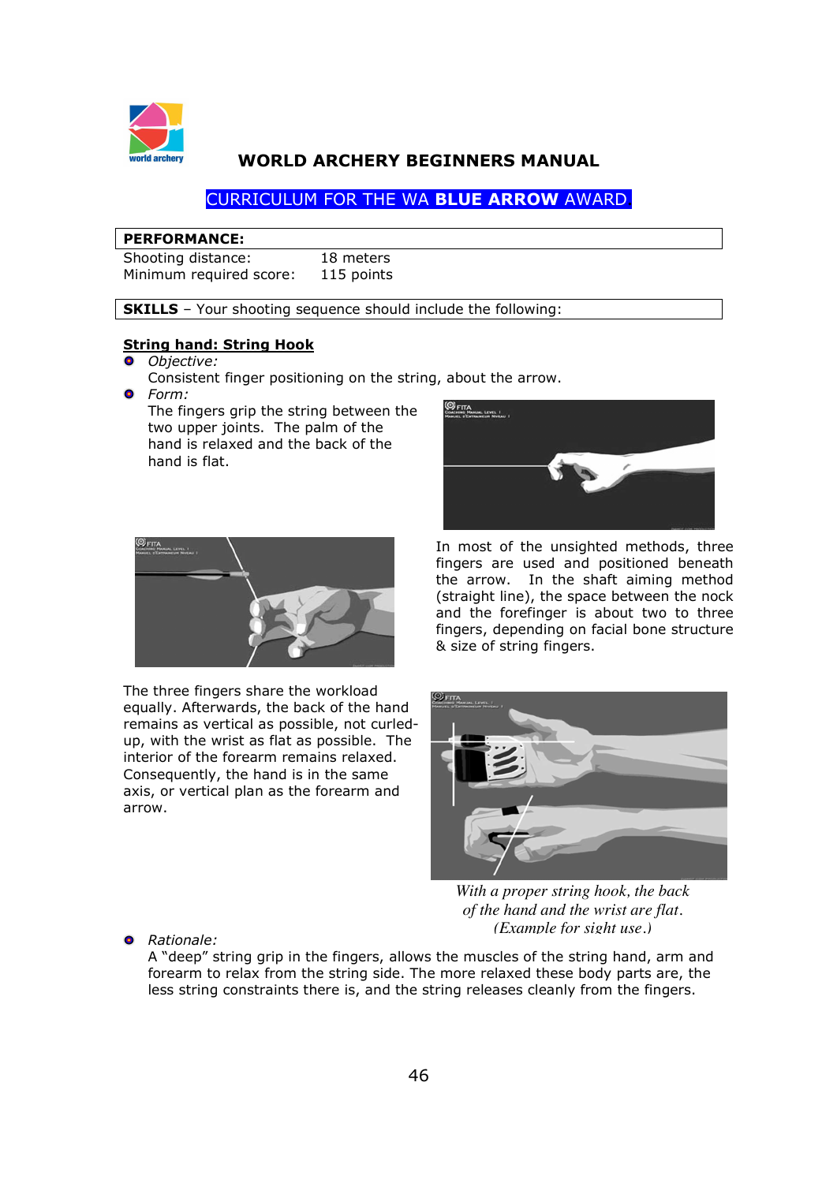# WORLD ARCHERY BEGINNERS MANUAL

## CURRICULUM FOR THE WA **BLUE ARROW** AWARD

**PERFORMANCE:**

| | |
|---|---|
| Shooting distance: | 18 meters |
| Minimum required score: | 115 points |

**SKILLS** – Your shooting sequence should include the following:

### String hand: String Hook

- *Objective:*
  Consistent finger positioning on the string, about the arrow.
- *Form:*
  The fingers grip the string between the two upper joints. The palm of the hand is relaxed and the back of the hand is flat.

In most of the unsighted methods, three fingers are used and positioned beneath the arrow. In the shaft aiming method (straight line), the space between the nock and the forefinger is about two to three fingers, depending on facial bone structure & size of string fingers.

The three fingers share the workload equally. Afterwards, the back of the hand remains as vertical as possible, not curled-up, with the wrist as flat as possible. The interior of the forearm remains relaxed. Consequently, the hand is in the same axis, or vertical plan as the forearm and arrow.

*With a proper string hook, the back of the hand and the wrist are flat. (Example for sight use.)*

- *Rationale:*
  A "deep" string grip in the fingers, allows the muscles of the string hand, arm and forearm to relax from the string side. The more relaxed these body parts are, the less string constraints there is, and the string releases cleanly from the fingers.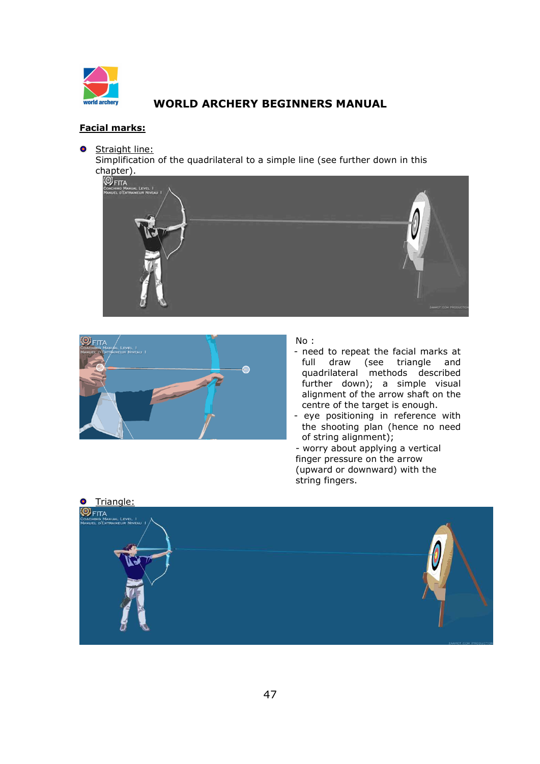## Facial marks:

- Straight line:
  Simplification of the quadrilateral to a simple line (see further down in this chapter).

No :

- need to repeat the facial marks at full draw (see triangle and quadrilateral methods described further down); a simple visual alignment of the arrow shaft on the centre of the target is enough.
- eye positioning in reference with the shooting plan (hence no need of string alignment);
- worry about applying a vertical finger pressure on the arrow (upward or downward) with the string fingers.

- Triangle: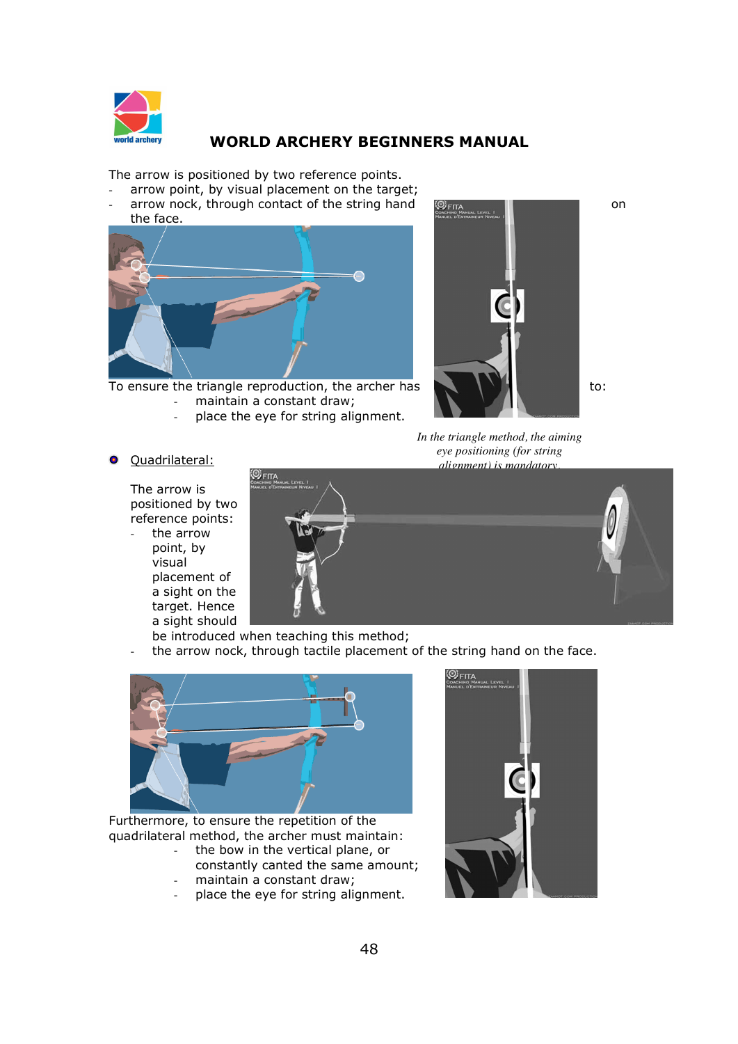The arrow is positioned by two reference points.

- arrow point, by visual placement on the target;
- arrow nock, through contact of the string hand on the face.

To ensure the triangle reproduction, the archer has to:

- maintain a constant draw;
- place the eye for string alignment.

*In the triangle method, the aiming eye positioning (for string alignment) is mandatory.*

- Quadrilateral:

The arrow is positioned by two reference points:

- the arrow point, by visual placement of a sight on the target. Hence a sight should be introduced when teaching this method;
- the arrow nock, through tactile placement of the string hand on the face.

Furthermore, to ensure the repetition of the quadrilateral method, the archer must maintain:

- the bow in the vertical plane, or constantly canted the same amount;
- maintain a constant draw;
- place the eye for string alignment.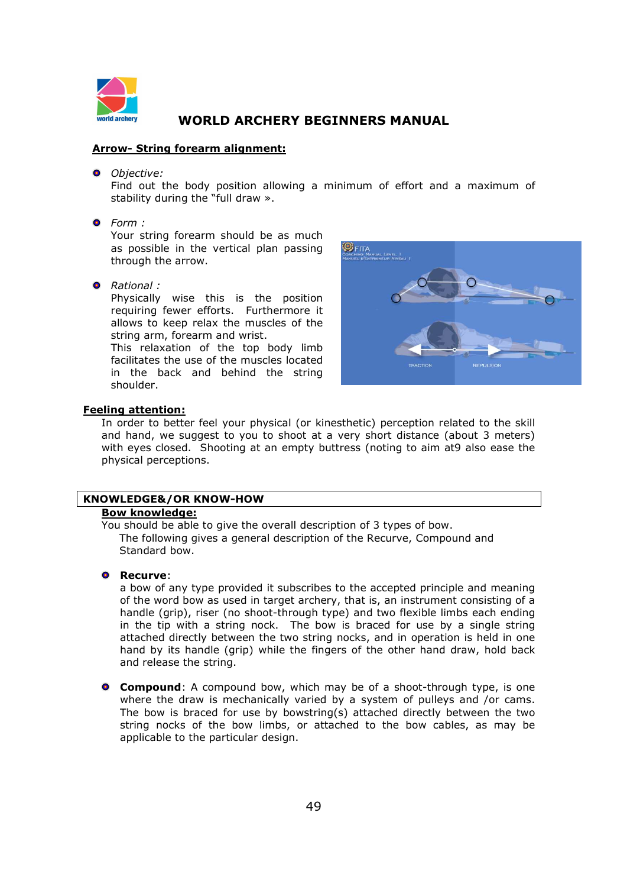## Arrow- String forearm alignment:

- *Objective:*
  Find out the body position allowing a minimum of effort and a maximum of stability during the "full draw ».

- *Form :*
  Your string forearm should be as much as possible in the vertical plan passing through the arrow.

- *Rational :*
  Physically wise this is the position requiring fewer efforts. Furthermore it allows to keep relax the muscles of the string arm, forearm and wrist.
  This relaxation of the top body limb facilitates the use of the muscles located in the back and behind the string shoulder.

**Feeling attention:**

In order to better feel your physical (or kinesthetic) perception related to the skill and hand, we suggest to you to shoot at a very short distance (about 3 meters) with eyes closed. Shooting at an empty buttress (noting to aim at9 also ease the physical perceptions.

## KNOWLEDGE&/OR KNOW-HOW

**Bow knowledge:**

You should be able to give the overall description of 3 types of bow.
The following gives a general description of the Recurve, Compound and Standard bow.

- **Recurve**:
  a bow of any type provided it subscribes to the accepted principle and meaning of the word bow as used in target archery, that is, an instrument consisting of a handle (grip), riser (no shoot-through type) and two flexible limbs each ending in the tip with a string nock. The bow is braced for use by a single string attached directly between the two string nocks, and in operation is held in one hand by its handle (grip) while the fingers of the other hand draw, hold back and release the string.

- **Compound**: A compound bow, which may be of a shoot-through type, is one where the draw is mechanically varied by a system of pulleys and /or cams. The bow is braced for use by bowstring(s) attached directly between the two string nocks of the bow limbs, or attached to the bow cables, as may be applicable to the particular design.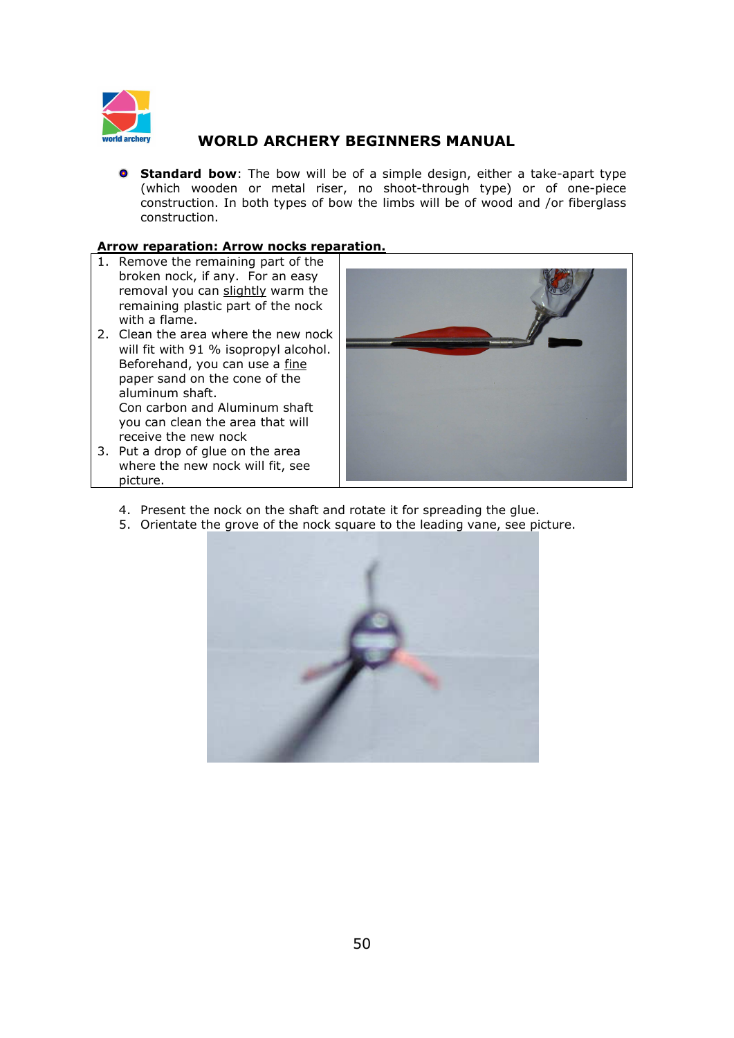- **Standard bow**: The bow will be of a simple design, either a take-apart type (which wooden or metal riser, no shoot-through type) or of one-piece construction. In both types of bow the limbs will be of wood and /or fiberglass construction.

**Arrow reparation: Arrow nocks reparation.**

1. Remove the remaining part of the broken nock, if any. For an easy removal you can slightly warm the remaining plastic part of the nock with a flame.
2. Clean the area where the new nock will fit with 91 % isopropyl alcohol. Beforehand, you can use a fine paper sand on the cone of the aluminum shaft.
   Con carbon and Aluminum shaft you can clean the area that will receive the new nock
3. Put a drop of glue on the area where the new nock will fit, see picture.
4. Present the nock on the shaft and rotate it for spreading the glue.
5. Orientate the grove of the nock square to the leading vane, see picture.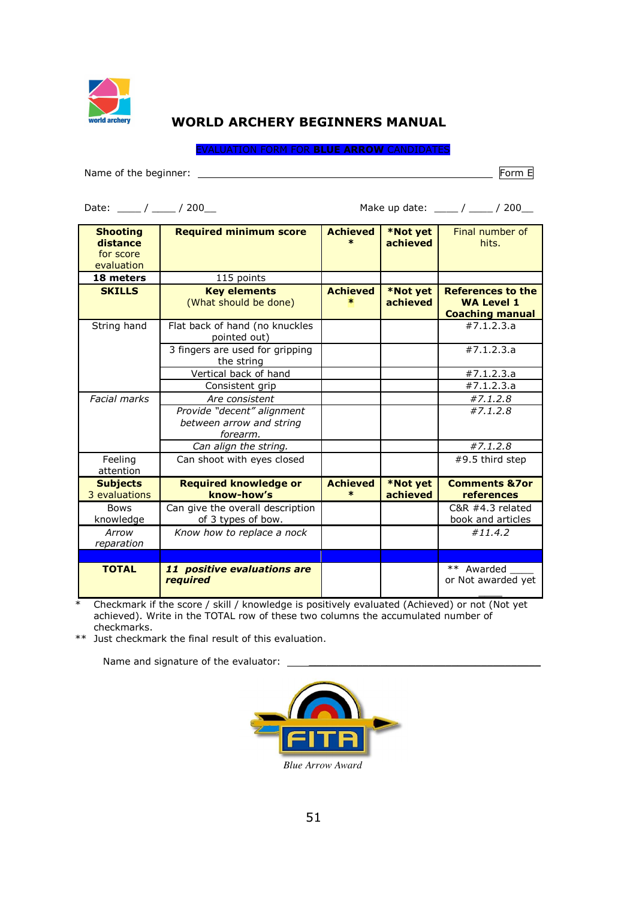# WORLD ARCHERY BEGINNERS MANUAL

EVALUATION FORM FOR **BLUE ARROW** CANDIDATES

Name of the beginner: ______________________________________________ Form E

Date: ____ / ____ / 200__ Make up date: ____ / ____ / 200__

| **Shooting distance** for score evaluation | **Required minimum score** | **Achieved** * | ***Not yet achieved** | Final number of hits. |
|---|---|---|---|---|
| **18 meters** | 115 points | | | |
| **SKILLS** | **Key elements** (What should be done) | **Achieved** * | ***Not yet achieved** | **References to the WA Level 1 Coaching manual** |
| String hand | Flat back of hand (no knuckles pointed out) | | | #7.1.2.3.a |
| | 3 fingers are used for gripping the string | | | #7.1.2.3.a |
| | Vertical back of hand | | | #7.1.2.3.a |
| | Consistent grip | | | #7.1.2.3.a |
| *Facial marks* | *Are consistent* | | | *#7.1.2.8* |
| | *Provide "decent" alignment between arrow and string forearm.* | | | *#7.1.2.8* |
| | *Can align the string.* | | | *#7.1.2.8* |
| Feeling attention | Can shoot with eyes closed | | | #9.5 third step |
| **Subjects** 3 evaluations | **Required knowledge or know-how's** | **Achieved** * | ***Not yet achieved** | **Comments &7or references** |
| Bows knowledge | Can give the overall description of 3 types of bow. | | | C&R #4.3 related book and articles |
| *Arrow reparation* | *Know how to replace a nock* | | | *#11.4.2* |
| | | | | |
| **TOTAL** | ***11 positive evaluations are required*** | | | ** Awarded ____ or Not awarded yet ____ |

\* Checkmark if the score / skill / knowledge is positively evaluated (Achieved) or not (Not yet achieved). Write in the TOTAL row of these two columns the accumulated number of checkmarks.

\*\* Just checkmark the final result of this evaluation.

Name and signature of the evaluator: ________________________________________

*Blue Arrow Award*